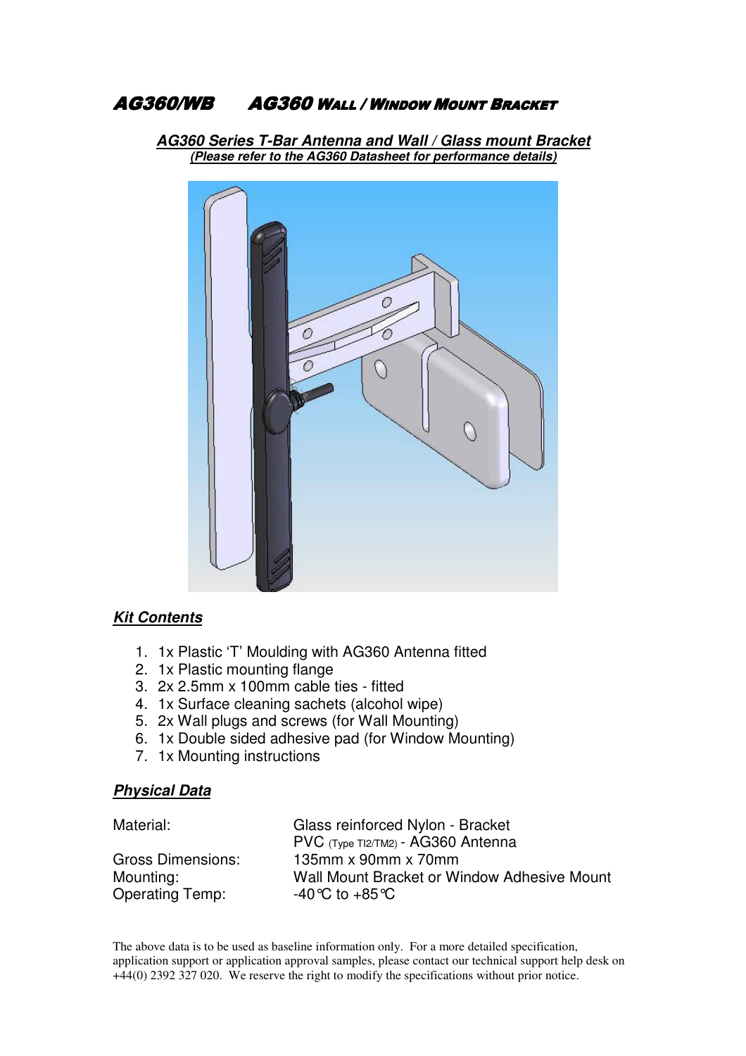# AG360/WB AG360 Wall / Window Mount Bracket

**AG360 Series T-Bar Antenna and Wall / Glass mount Bracket**
**(Please refer to the AG360 Datasheet for performance details)**

## Kit Contents

1. 1x Plastic 'T' Moulding with AG360 Antenna fitted
2. 1x Plastic mounting flange
3. 2x 2.5mm x 100mm cable ties - fitted
4. 1x Surface cleaning sachets (alcohol wipe)
5. 2x Wall plugs and screws (for Wall Mounting)
6. 1x Double sided adhesive pad (for Window Mounting)
7. 1x Mounting instructions

## Physical Data

| | |
|---|---|
| Material: | Glass reinforced Nylon - Bracket<br>PVC (Type TI2/TM2) - AG360 Antenna |
| Gross Dimensions: | 135mm x 90mm x 70mm |
| Mounting: | Wall Mount Bracket or Window Adhesive Mount |
| Operating Temp: | -40°C to +85°C |

The above data is to be used as baseline information only. For a more detailed specification, application support or application approval samples, please contact our technical support help desk on +44(0) 2392 327 020. We reserve the right to modify the specifications without prior notice.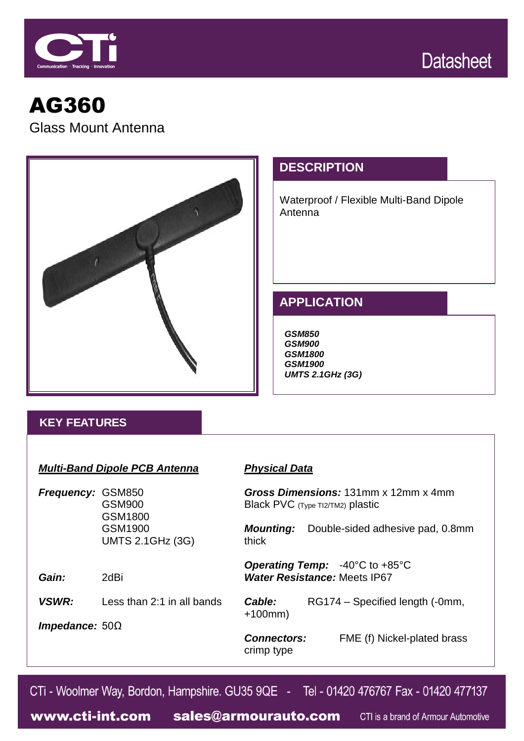Datasheet

# AG360

Glass Mount Antenna

## DESCRIPTION

Waterproof / Flexible Multi-Band Dipole Antenna

## APPLICATION

***GSM850***
***GSM900***
***GSM1800***
***GSM1900***
***UMTS 2.1GHz (3G)***

## KEY FEATURES

### ***Multi-Band Dipole PCB Antenna***

***Frequency:*** GSM850
GSM900
GSM1800
GSM1900
UMTS 2.1GHz (3G)

***Gain:*** 2dBi

***VSWR:*** Less than 2:1 in all bands

***Impedance:*** 50Ω

### ***Physical Data***

***Gross Dimensions:*** 131mm x 12mm x 4mm Black PVC (Type TI2/TM2) plastic

***Mounting:*** Double-sided adhesive pad, 0.8mm thick

***Operating Temp:*** -40°C to +85°C
***Water Resistance:*** Meets IP67

***Cable:*** RG174 – Specified length (-0mm, +100mm)

***Connectors:*** FME (f) Nickel-plated brass crimp type

CTi - Woolmer Way, Bordon, Hampshire. GU35 9QE - Tel - 01420 476767 Fax - 01420 477137

**www.cti-int.com** **sales@armourauto.com** CTI is a brand of Armour Automotive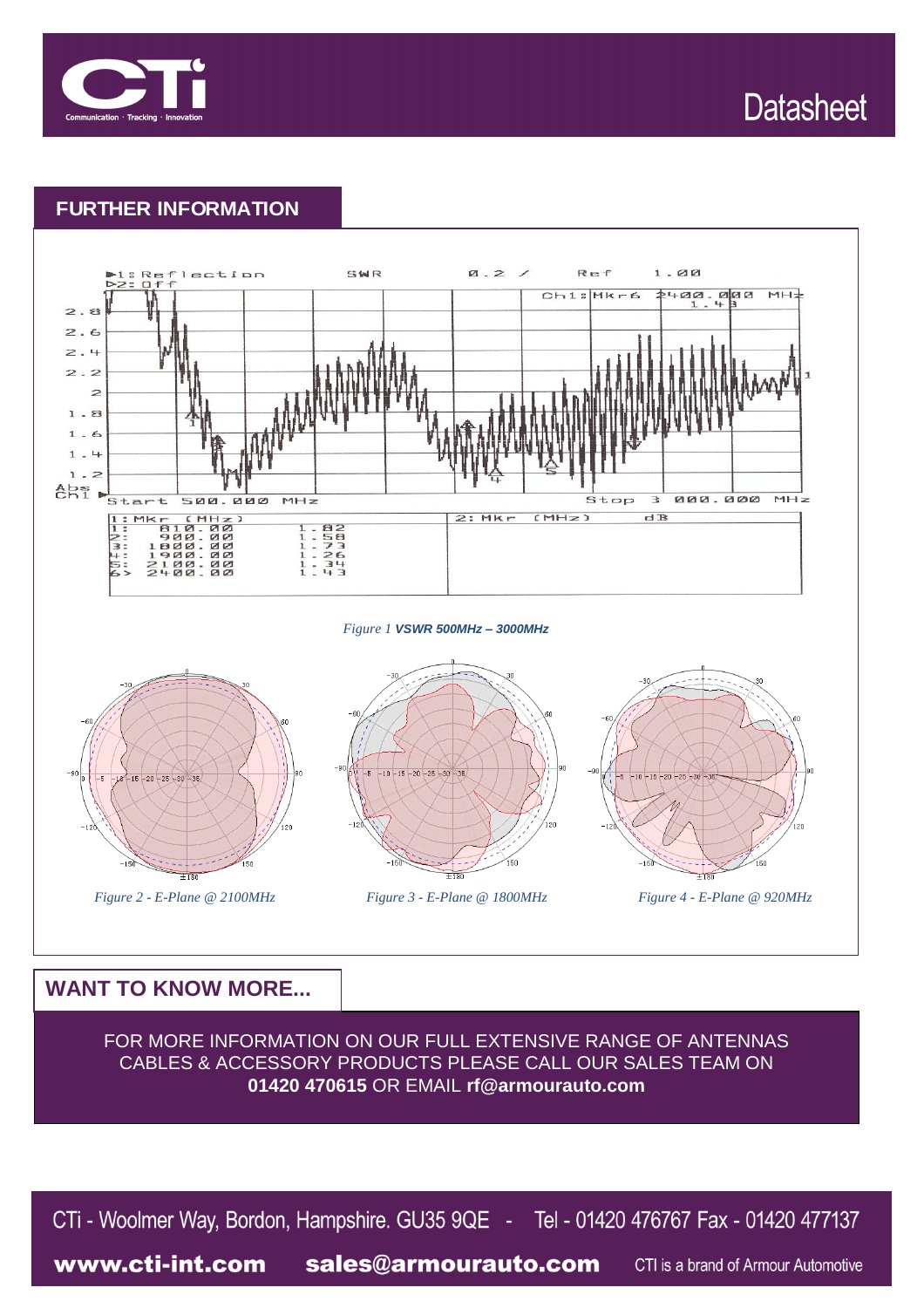# FURTHER INFORMATION

▶1: Reflection SWR 0.2 / Ref 1.00
▷2: Off

Ch1: Mkr6 2400.000 MHz
1.43

2.8
2.6
2.4
2.2
2
1.8
1.6
1.4
1.2

Abs
Ch1

Start 500.000 MHz

Stop 3 000.000 MHz

1: Mkr (MHz)
1: 810.00 1.82
2: 900.00 1.58
3: 1800.00 1.73
4: 1900.00 1.26
5: 2100.00 1.34
6> 2400.00 1.43

2: Mkr (MHz) dB

*Figure 1* ***VSWR 500MHz – 3000MHz***

*Figure 2 - E-Plane @ 2100MHz*

*Figure 3 - E-Plane @ 1800MHz*

*Figure 4 - E-Plane @ 920MHz*

# WANT TO KNOW MORE...

FOR MORE INFORMATION ON OUR FULL EXTENSIVE RANGE OF ANTENNAS CABLES & ACCESSORY PRODUCTS PLEASE CALL OUR SALES TEAM ON **01420 470615** OR EMAIL **rf@armourauto.com**

CTi - Woolmer Way, Bordon, Hampshire. GU35 9QE - Tel - 01420 476767 Fax - 01420 477137

**www.cti-int.com** **sales@armourauto.com** CTI is a brand of Armour Automotive